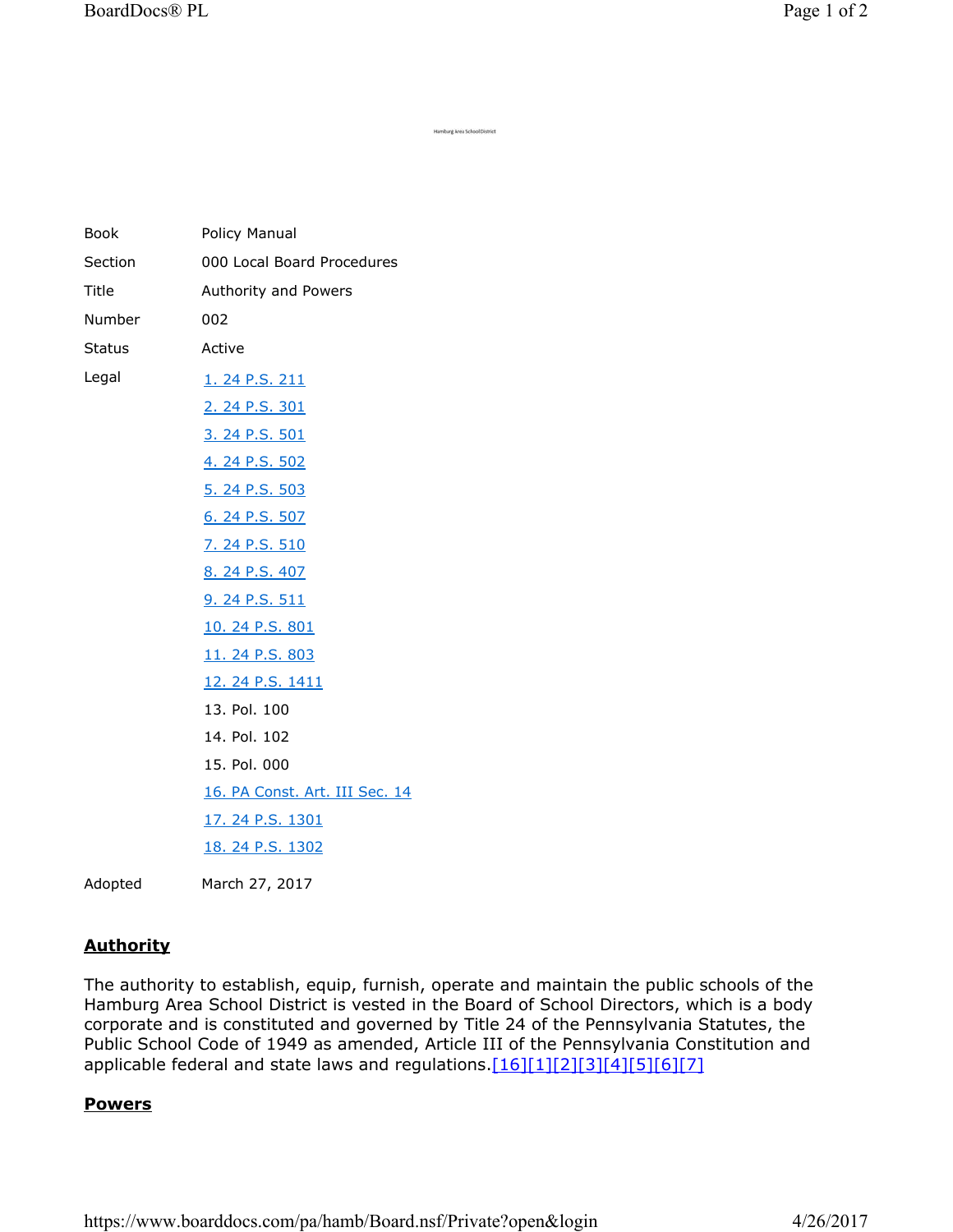Hamburg Area School District

| | |
|---|---|
| Book | Policy Manual |
| Section | 000 Local Board Procedures |
| Title | Authority and Powers |
| Number | 002 |
| Status | Active |
| Legal | 1. 24 P.S. 211 |
| | 2. 24 P.S. 301 |
| | 3. 24 P.S. 501 |
| | 4. 24 P.S. 502 |
| | 5. 24 P.S. 503 |
| | 6. 24 P.S. 507 |
| | 7. 24 P.S. 510 |
| | 8. 24 P.S. 407 |
| | 9. 24 P.S. 511 |
| | 10. 24 P.S. 801 |
| | 11. 24 P.S. 803 |
| | 12. 24 P.S. 1411 |
| | 13. Pol. 100 |
| | 14. Pol. 102 |
| | 15. Pol. 000 |
| | 16. PA Const. Art. III Sec. 14 |
| | 17. 24 P.S. 1301 |
| | 18. 24 P.S. 1302 |
| Adopted | March 27, 2017 |

## Authority

The authority to establish, equip, furnish, operate and maintain the public schools of the Hamburg Area School District is vested in the Board of School Directors, which is a body corporate and is constituted and governed by Title 24 of the Pennsylvania Statutes, the Public School Code of 1949 as amended, Article III of the Pennsylvania Constitution and applicable federal and state laws and regulations.[16][1][2][3][4][5][6][7]

## Powers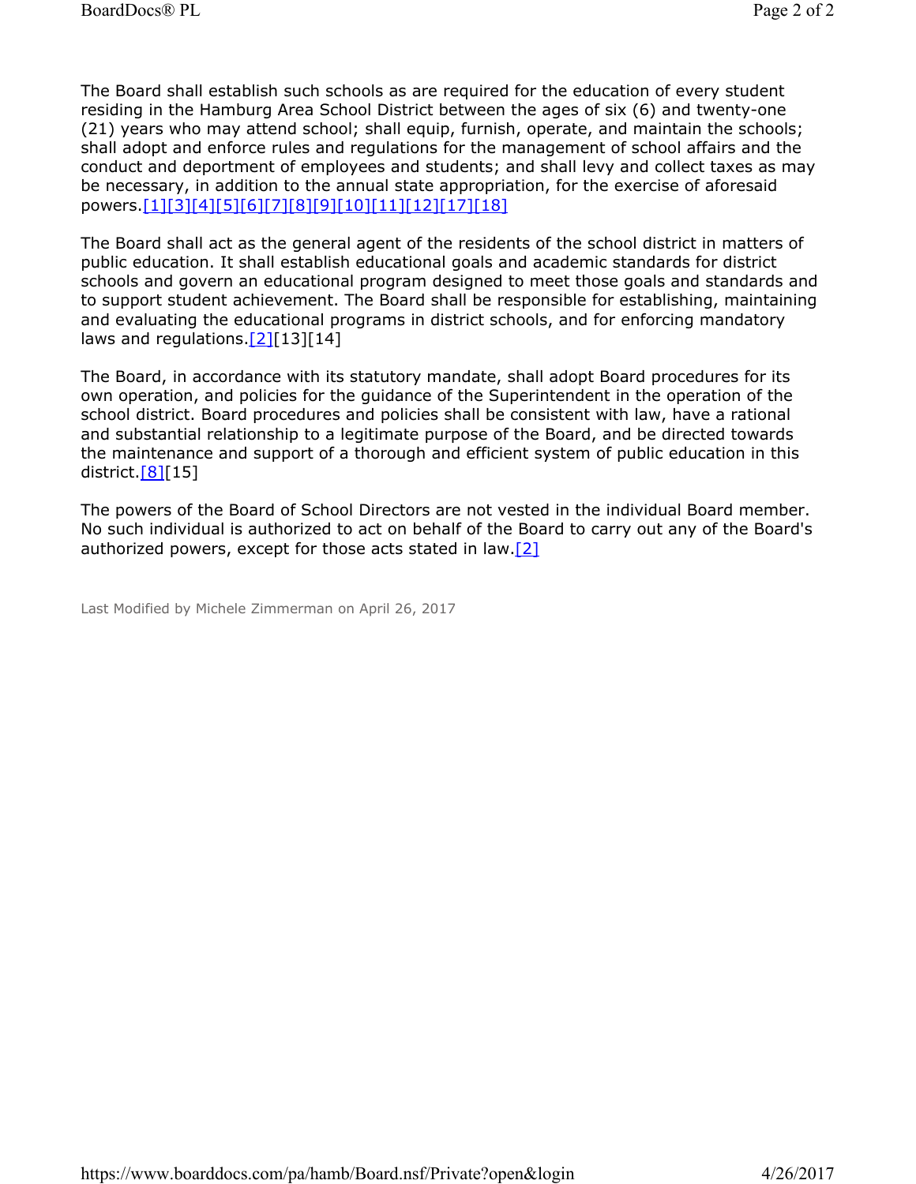The Board shall establish such schools as are required for the education of every student residing in the Hamburg Area School District between the ages of six (6) and twenty-one (21) years who may attend school; shall equip, furnish, operate, and maintain the schools; shall adopt and enforce rules and regulations for the management of school affairs and the conduct and deportment of employees and students; and shall levy and collect taxes as may be necessary, in addition to the annual state appropriation, for the exercise of aforesaid powers.[1][3][4][5][6][7][8][9][10][11][12][17][18]

The Board shall act as the general agent of the residents of the school district in matters of public education. It shall establish educational goals and academic standards for district schools and govern an educational program designed to meet those goals and standards and to support student achievement. The Board shall be responsible for establishing, maintaining and evaluating the educational programs in district schools, and for enforcing mandatory laws and regulations.[2][13][14]

The Board, in accordance with its statutory mandate, shall adopt Board procedures for its own operation, and policies for the guidance of the Superintendent in the operation of the school district. Board procedures and policies shall be consistent with law, have a rational and substantial relationship to a legitimate purpose of the Board, and be directed towards the maintenance and support of a thorough and efficient system of public education in this district.[8][15]

The powers of the Board of School Directors are not vested in the individual Board member. No such individual is authorized to act on behalf of the Board to carry out any of the Board's authorized powers, except for those acts stated in law.[2]

Last Modified by Michele Zimmerman on April 26, 2017